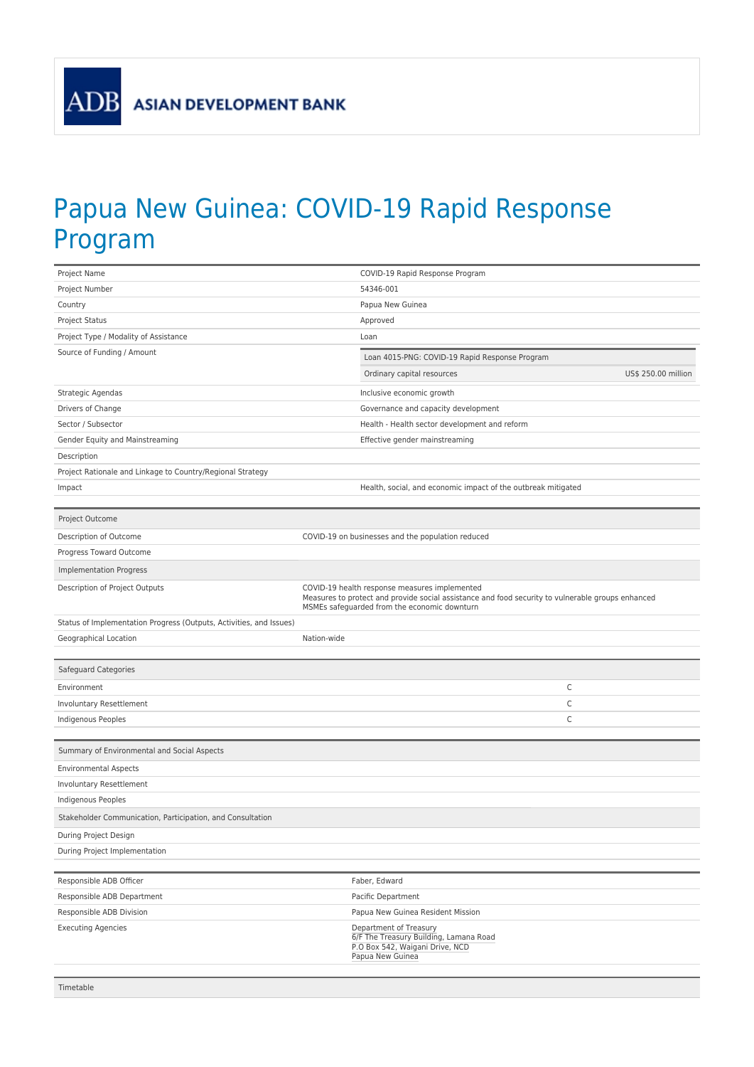ADB ASIAN DEVELOPMENT BANK

# Papua New Guinea: COVID-19 Rapid Response Program

| | |
|---|---|
| Project Name | COVID-19 Rapid Response Program |
| Project Number | 54346-001 |
| Country | Papua New Guinea |
| Project Status | Approved |
| Project Type / Modality of Assistance | Loan |
| Source of Funding / Amount | Loan 4015-PNG: COVID-19 Rapid Response Program<br>Ordinary capital resources — US$ 250.00 million |
| Strategic Agendas | Inclusive economic growth |
| Drivers of Change | Governance and capacity development |
| Sector / Subsector | Health - Health sector development and reform |
| Gender Equity and Mainstreaming | Effective gender mainstreaming |
| Description | |
| Project Rationale and Linkage to Country/Regional Strategy | |
| Impact | Health, social, and economic impact of the outbreak mitigated |

| Project Outcome | |
|---|---|
| Description of Outcome | COVID-19 on businesses and the population reduced |
| Progress Toward Outcome | |
| **Implementation Progress** | |
| Description of Project Outputs | COVID-19 health response measures implemented<br>Measures to protect and provide social assistance and food security to vulnerable groups enhanced<br>MSMEs safeguarded from the economic downturn |
| Status of Implementation Progress (Outputs, Activities, and Issues) | |
| Geographical Location | Nation-wide |

| Safeguard Categories | |
|---|---|
| Environment | C |
| Involuntary Resettlement | C |
| Indigenous Peoples | C |

| Summary of Environmental and Social Aspects | |
|---|---|
| Environmental Aspects | |
| Involuntary Resettlement | |
| Indigenous Peoples | |
| **Stakeholder Communication, Participation, and Consultation** | |
| During Project Design | |
| During Project Implementation | |

| | |
|---|---|
| Responsible ADB Officer | Faber, Edward |
| Responsible ADB Department | Pacific Department |
| Responsible ADB Division | Papua New Guinea Resident Mission |
| Executing Agencies | Department of Treasury<br>6/F The Treasury Building, Lamana Road<br>P.O Box 542, Waigani Drive, NCD<br>Papua New Guinea |

| Timetable |
|---|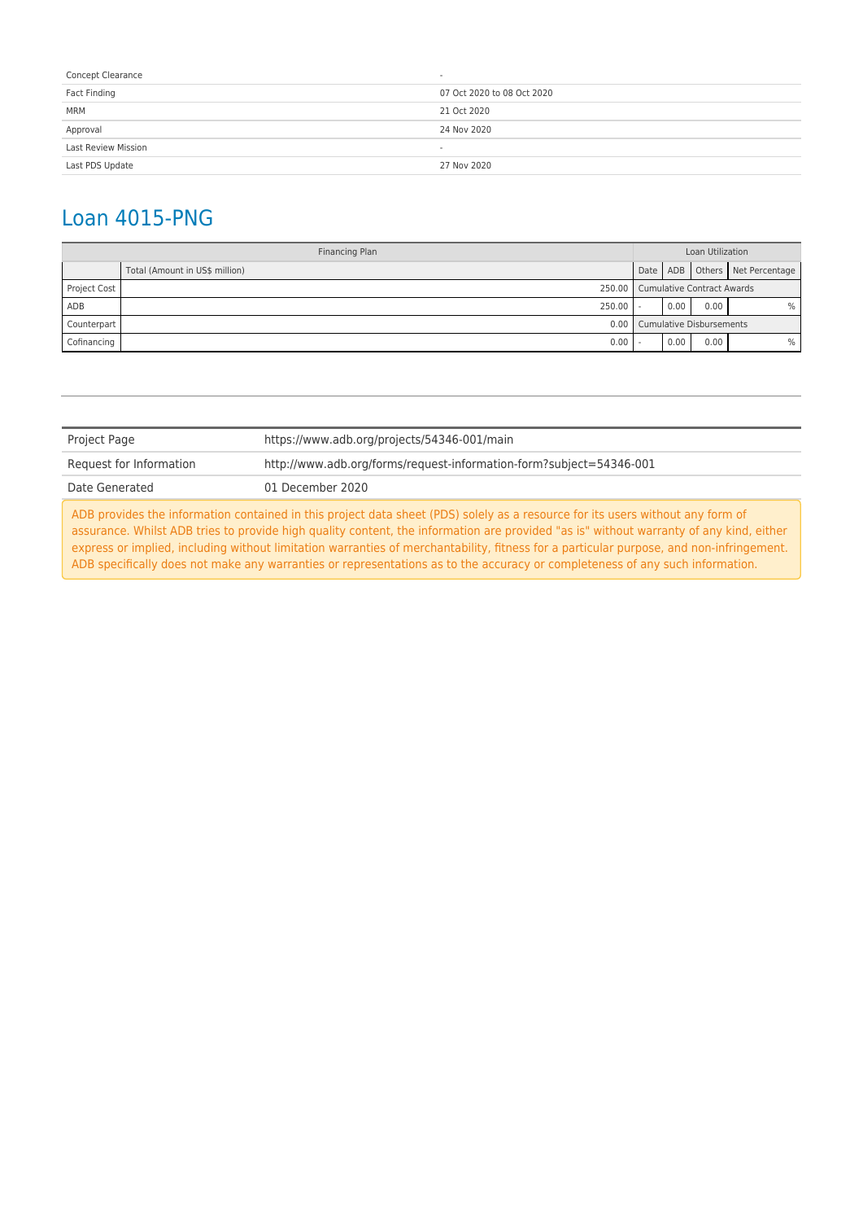| | |
|---|---|
| Concept Clearance | - |
| Fact Finding | 07 Oct 2020 to 08 Oct 2020 |
| MRM | 21 Oct 2020 |
| Approval | 24 Nov 2020 |
| Last Review Mission | - |
| Last PDS Update | 27 Nov 2020 |

## Loan 4015-PNG

| Financing Plan | | Loan Utilization | | | |
|---|---|---|---|---|---|
| | Total (Amount in US$ million) | Date | ADB | Others | Net Percentage |
| Project Cost | 250.00 | Cumulative Contract Awards | | | |
| ADB | 250.00 | - | 0.00 | 0.00 | % |
| Counterpart | 0.00 | Cumulative Disbursements | | | |
| Cofinancing | 0.00 | - | 0.00 | 0.00 | % |

| | |
|---|---|
| Project Page | https://www.adb.org/projects/54346-001/main |
| Request for Information | http://www.adb.org/forms/request-information-form?subject=54346-001 |
| Date Generated | 01 December 2020 |

ADB provides the information contained in this project data sheet (PDS) solely as a resource for its users without any form of assurance. Whilst ADB tries to provide high quality content, the information are provided "as is" without warranty of any kind, either express or implied, including without limitation warranties of merchantability, fitness for a particular purpose, and non-infringement. ADB specifically does not make any warranties or representations as to the accuracy or completeness of any such information.